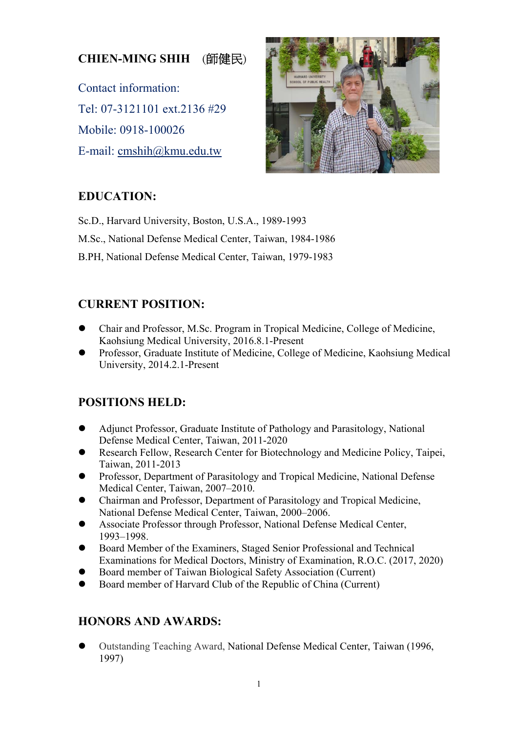# CHIEN-MING SHIH (師健民)

Contact information:

Tel: 07-3121101 ext.2136 #29

Mobile: 0918-100026

E-mail: cmshih@kmu.edu.tw

## EDUCATION:

Sc.D., Harvard University, Boston, U.S.A., 1989-1993

M.Sc., National Defense Medical Center, Taiwan, 1984-1986

B.PH, National Defense Medical Center, Taiwan, 1979-1983

## CURRENT POSITION:

- Chair and Professor, M.Sc. Program in Tropical Medicine, College of Medicine, Kaohsiung Medical University, 2016.8.1-Present
- Professor, Graduate Institute of Medicine, College of Medicine, Kaohsiung Medical University, 2014.2.1-Present

## POSITIONS HELD:

- Adjunct Professor, Graduate Institute of Pathology and Parasitology, National Defense Medical Center, Taiwan, 2011-2020
- Research Fellow, Research Center for Biotechnology and Medicine Policy, Taipei, Taiwan, 2011-2013
- Professor, Department of Parasitology and Tropical Medicine, National Defense Medical Center, Taiwan, 2007–2010.
- Chairman and Professor, Department of Parasitology and Tropical Medicine, National Defense Medical Center, Taiwan, 2000–2006.
- Associate Professor through Professor, National Defense Medical Center, 1993–1998.
- Board Member of the Examiners, Staged Senior Professional and Technical Examinations for Medical Doctors, Ministry of Examination, R.O.C. (2017, 2020)
- Board member of Taiwan Biological Safety Association (Current)
- Board member of Harvard Club of the Republic of China (Current)

## HONORS AND AWARDS:

- Outstanding Teaching Award, National Defense Medical Center, Taiwan (1996, 1997)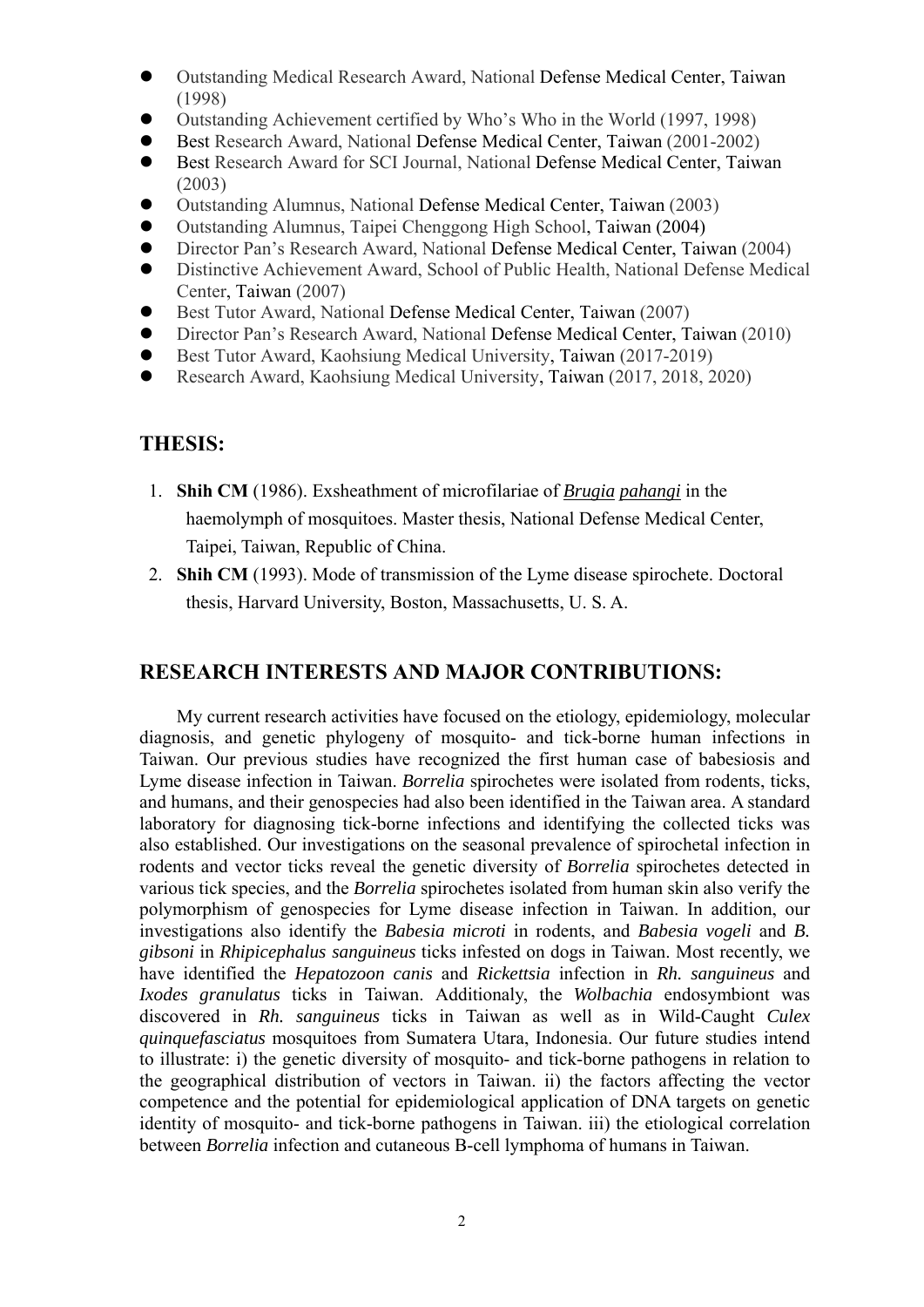- Outstanding Medical Research Award, National Defense Medical Center, Taiwan (1998)
- Outstanding Achievement certified by Who's Who in the World (1997, 1998)
- Best Research Award, National Defense Medical Center, Taiwan (2001-2002)
- Best Research Award for SCI Journal, National Defense Medical Center, Taiwan (2003)
- Outstanding Alumnus, National Defense Medical Center, Taiwan (2003)
- Outstanding Alumnus, Taipei Chenggong High School, Taiwan (2004)
- Director Pan's Research Award, National Defense Medical Center, Taiwan (2004)
- Distinctive Achievement Award, School of Public Health, National Defense Medical Center, Taiwan (2007)
- Best Tutor Award, National Defense Medical Center, Taiwan (2007)
- Director Pan's Research Award, National Defense Medical Center, Taiwan (2010)
- Best Tutor Award, Kaohsiung Medical University, Taiwan (2017-2019)
- Research Award, Kaohsiung Medical University, Taiwan (2017, 2018, 2020)

## THESIS:

1. **Shih CM** (1986). Exsheathment of microfilariae of *Brugia pahangi* in the haemolymph of mosquitoes. Master thesis, National Defense Medical Center, Taipei, Taiwan, Republic of China.
2. **Shih CM** (1993). Mode of transmission of the Lyme disease spirochete. Doctoral thesis, Harvard University, Boston, Massachusetts, U. S. A.

## RESEARCH INTERESTS AND MAJOR CONTRIBUTIONS:

My current research activities have focused on the etiology, epidemiology, molecular diagnosis, and genetic phylogeny of mosquito- and tick-borne human infections in Taiwan. Our previous studies have recognized the first human case of babesiosis and Lyme disease infection in Taiwan. *Borrelia* spirochetes were isolated from rodents, ticks, and humans, and their genospecies had also been identified in the Taiwan area. A standard laboratory for diagnosing tick-borne infections and identifying the collected ticks was also established. Our investigations on the seasonal prevalence of spirochetal infection in rodents and vector ticks reveal the genetic diversity of *Borrelia* spirochetes detected in various tick species, and the *Borrelia* spirochetes isolated from human skin also verify the polymorphism of genospecies for Lyme disease infection in Taiwan. In addition, our investigations also identify the *Babesia microti* in rodents, and *Babesia vogeli* and *B. gibsoni* in *Rhipicephalus sanguineus* ticks infested on dogs in Taiwan. Most recently, we have identified the *Hepatozoon canis* and *Rickettsia* infection in *Rh. sanguineus* and *Ixodes granulatus* ticks in Taiwan. Additionaly, the *Wolbachia* endosymbiont was discovered in *Rh. sanguineus* ticks in Taiwan as well as in Wild-Caught *Culex quinquefasciatus* mosquitoes from Sumatera Utara, Indonesia. Our future studies intend to illustrate: i) the genetic diversity of mosquito- and tick-borne pathogens in relation to the geographical distribution of vectors in Taiwan. ii) the factors affecting the vector competence and the potential for epidemiological application of DNA targets on genetic identity of mosquito- and tick-borne pathogens in Taiwan. iii) the etiological correlation between *Borrelia* infection and cutaneous B-cell lymphoma of humans in Taiwan.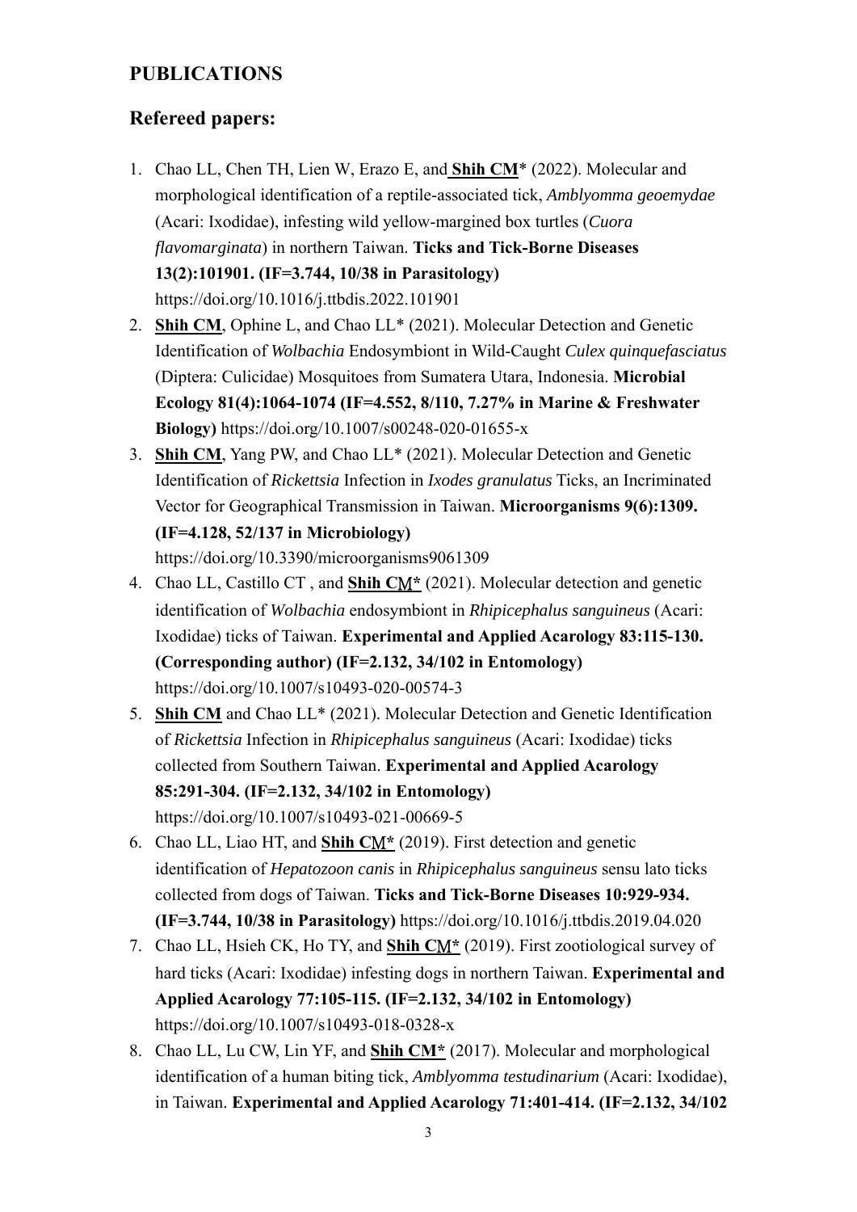## PUBLICATIONS

## Refereed papers:

1. Chao LL, Chen TH, Lien W, Erazo E, and **Shih CM*** (2022). Molecular and morphological identification of a reptile-associated tick, *Amblyomma geoemydae* (Acari: Ixodidae), infesting wild yellow-margined box turtles (*Cuora flavomarginata*) in northern Taiwan. **Ticks and Tick-Borne Diseases 13(2):101901. (IF=3.744, 10/38 in Parasitology)** https://doi.org/10.1016/j.ttbdis.2022.101901
2. **Shih CM**, Ophine L, and Chao LL* (2021). Molecular Detection and Genetic Identification of *Wolbachia* Endosymbiont in Wild-Caught *Culex quinquefasciatus* (Diptera: Culicidae) Mosquitoes from Sumatera Utara, Indonesia. **Microbial Ecology 81(4):1064-1074 (IF=4.552, 8/110, 7.27% in Marine & Freshwater Biology)** https://doi.org/10.1007/s00248-020-01655-x
3. **Shih CM**, Yang PW, and Chao LL* (2021). Molecular Detection and Genetic Identification of *Rickettsia* Infection in *Ixodes granulatus* Ticks, an Incriminated Vector for Geographical Transmission in Taiwan. **Microorganisms 9(6):1309. (IF=4.128, 52/137 in Microbiology)** https://doi.org/10.3390/microorganisms9061309
4. Chao LL, Castillo CT , and **Shih CM*** (2021). Molecular detection and genetic identification of *Wolbachia* endosymbiont in *Rhipicephalus sanguineus* (Acari: Ixodidae) ticks of Taiwan. **Experimental and Applied Acarology 83:115-130. (Corresponding author) (IF=2.132, 34/102 in Entomology)** https://doi.org/10.1007/s10493-020-00574-3
5. **Shih CM** and Chao LL* (2021). Molecular Detection and Genetic Identification of *Rickettsia* Infection in *Rhipicephalus sanguineus* (Acari: Ixodidae) ticks collected from Southern Taiwan. **Experimental and Applied Acarology 85:291-304. (IF=2.132, 34/102 in Entomology)** https://doi.org/10.1007/s10493-021-00669-5
6. Chao LL, Liao HT, and **Shih CM*** (2019). First detection and genetic identification of *Hepatozoon canis* in *Rhipicephalus sanguineus* sensu lato ticks collected from dogs of Taiwan. **Ticks and Tick-Borne Diseases 10:929-934. (IF=3.744, 10/38 in Parasitology)** https://doi.org/10.1016/j.ttbdis.2019.04.020
7. Chao LL, Hsieh CK, Ho TY, and **Shih CM*** (2019). First zootiological survey of hard ticks (Acari: Ixodidae) infesting dogs in northern Taiwan. **Experimental and Applied Acarology 77:105-115. (IF=2.132, 34/102 in Entomology)** https://doi.org/10.1007/s10493-018-0328-x
8. Chao LL, Lu CW, Lin YF, and **Shih CM*** (2017). Molecular and morphological identification of a human biting tick, *Amblyomma testudinarium* (Acari: Ixodidae), in Taiwan. **Experimental and Applied Acarology 71:401-414. (IF=2.132, 34/102**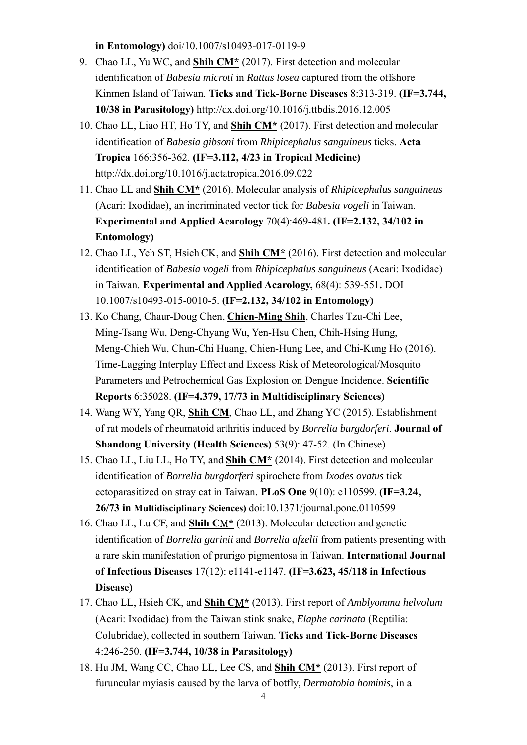**in Entomology)** doi/10.1007/s10493-017-0119-9

9. Chao LL, Yu WC, and **Shih CM*** (2017). First detection and molecular identification of *Babesia microti* in *Rattus losea* captured from the offshore Kinmen Island of Taiwan. **Ticks and Tick-Borne Diseases** 8:313-319. **(IF=3.744, 10/38 in Parasitology)** http://dx.doi.org/10.1016/j.ttbdis.2016.12.005
10. Chao LL, Liao HT, Ho TY, and **Shih CM*** (2017). First detection and molecular identification of *Babesia gibsoni* from *Rhipicephalus sanguineus* ticks. **Acta Tropica** 166:356-362. **(IF=3.112, 4/23 in Tropical Medicine)** http://dx.doi.org/10.1016/j.actatropica.2016.09.022
11. Chao LL and **Shih CM*** (2016). Molecular analysis of *Rhipicephalus sanguineus* (Acari: Ixodidae), an incriminated vector tick for *Babesia vogeli* in Taiwan. **Experimental and Applied Acarology** 70(4):469-481**. (IF=2.132, 34/102 in Entomology)**
12. Chao LL, Yeh ST, Hsieh CK, and **Shih CM*** (2016). First detection and molecular identification of *Babesia vogeli* from *Rhipicephalus sanguineus* (Acari: Ixodidae) in Taiwan. **Experimental and Applied Acarology,** 68(4): 539-551**.** DOI 10.1007/s10493-015-0010-5. **(IF=2.132, 34/102 in Entomology)**
13. Ko Chang, Chaur-Doug Chen, **Chien-Ming Shih**, Charles Tzu-Chi Lee, Ming-Tsang Wu, Deng-Chyang Wu, Yen-Hsu Chen, Chih-Hsing Hung, Meng-Chieh Wu, Chun-Chi Huang, Chien-Hung Lee, and Chi-Kung Ho (2016). Time-Lagging Interplay Effect and Excess Risk of Meteorological/Mosquito Parameters and Petrochemical Gas Explosion on Dengue Incidence. **Scientific Reports** 6:35028. **(IF=4.379, 17/73 in Multidisciplinary Sciences)**
14. Wang WY, Yang QR, **Shih CM**, Chao LL, and Zhang YC (2015). Establishment of rat models of rheumatoid arthritis induced by *Borrelia burgdorferi*. **Journal of Shandong University (Health Sciences)** 53(9): 47-52. (In Chinese)
15. Chao LL, Liu LL, Ho TY, and **Shih CM*** (2014). First detection and molecular identification of *Borrelia burgdorferi* spirochete from *Ixodes ovatus* tick ectoparasitized on stray cat in Taiwan. **PLoS One** 9(10): e110599. **(IF=3.24, 26/73 in Multidisciplinary Sciences)** doi:10.1371/journal.pone.0110599
16. Chao LL, Lu CF, and **Shih CM*** (2013). Molecular detection and genetic identification of *Borrelia garinii* and *Borrelia afzelii* from patients presenting with a rare skin manifestation of prurigo pigmentosa in Taiwan. **International Journal of Infectious Diseases** 17(12): e1141-e1147. **(IF=3.623, 45/118 in Infectious Disease)**
17. Chao LL, Hsieh CK, and **Shih CM*** (2013). First report of *Amblyomma helvolum* (Acari: Ixodidae) from the Taiwan stink snake, *Elaphe carinata* (Reptilia: Colubridae), collected in southern Taiwan. **Ticks and Tick-Borne Diseases** 4:246-250. **(IF=3.744, 10/38 in Parasitology)**
18. Hu JM, Wang CC, Chao LL, Lee CS, and **Shih CM*** (2013). First report of furuncular myiasis caused by the larva of botfly, *Dermatobia hominis*, in a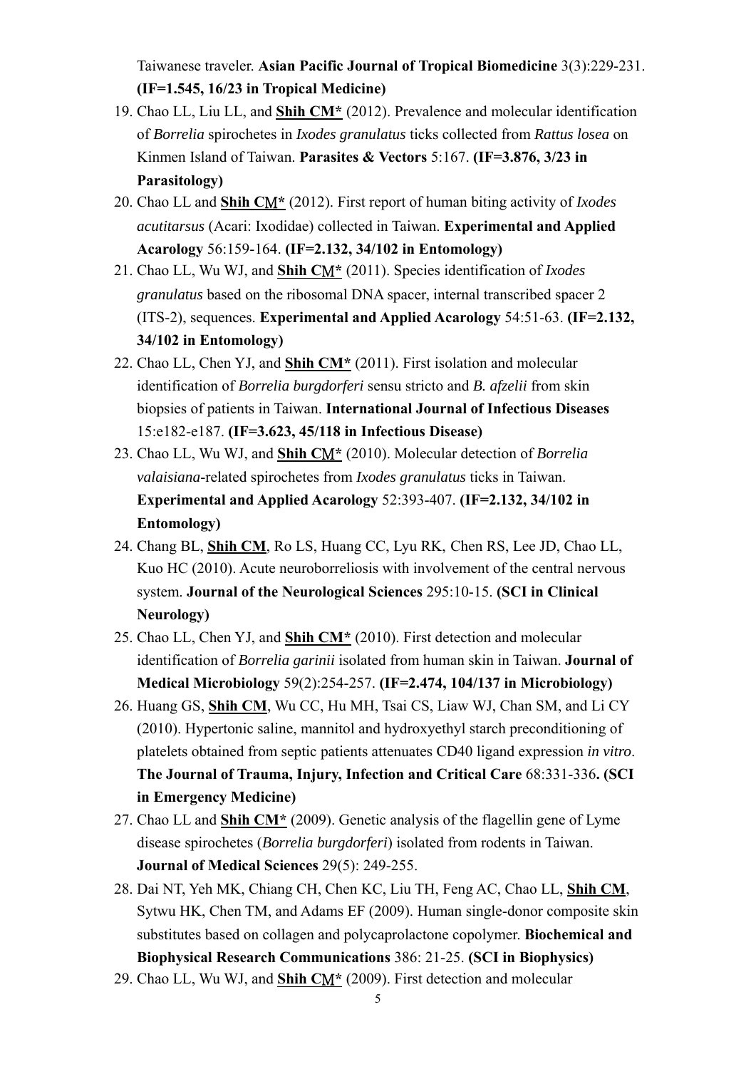Taiwanese traveler. **Asian Pacific Journal of Tropical Biomedicine** 3(3):229-231. **(IF=1.545, 16/23 in Tropical Medicine)**

19. Chao LL, Liu LL, and **Shih CM*** (2012). Prevalence and molecular identification of *Borrelia* spirochetes in *Ixodes granulatus* ticks collected from *Rattus losea* on Kinmen Island of Taiwan. **Parasites & Vectors** 5:167. **(IF=3.876, 3/23 in Parasitology)**
20. Chao LL and **Shih CM*** (2012). First report of human biting activity of *Ixodes acutitarsus* (Acari: Ixodidae) collected in Taiwan. **Experimental and Applied Acarology** 56:159-164. **(IF=2.132, 34/102 in Entomology)**
21. Chao LL, Wu WJ, and **Shih CM*** (2011). Species identification of *Ixodes granulatus* based on the ribosomal DNA spacer, internal transcribed spacer 2 (ITS-2), sequences. **Experimental and Applied Acarology** 54:51-63. **(IF=2.132, 34/102 in Entomology)**
22. Chao LL, Chen YJ, and **Shih CM*** (2011). First isolation and molecular identification of *Borrelia burgdorferi* sensu stricto and *B. afzelii* from skin biopsies of patients in Taiwan. **International Journal of Infectious Diseases** 15:e182-e187. **(IF=3.623, 45/118 in Infectious Disease)**
23. Chao LL, Wu WJ, and **Shih CM*** (2010). Molecular detection of *Borrelia valaisiana*-related spirochetes from *Ixodes granulatus* ticks in Taiwan. **Experimental and Applied Acarology** 52:393-407. **(IF=2.132, 34/102 in Entomology)**
24. Chang BL, **Shih CM**, Ro LS, Huang CC, Lyu RK, Chen RS, Lee JD, Chao LL, Kuo HC (2010). Acute neuroborreliosis with involvement of the central nervous system. **Journal of the Neurological Sciences** 295:10-15. **(SCI in Clinical Neurology)**
25. Chao LL, Chen YJ, and **Shih CM*** (2010). First detection and molecular identification of *Borrelia garinii* isolated from human skin in Taiwan. **Journal of Medical Microbiology** 59(2):254-257. **(IF=2.474, 104/137 in Microbiology)**
26. Huang GS, **Shih CM**, Wu CC, Hu MH, Tsai CS, Liaw WJ, Chan SM, and Li CY (2010). Hypertonic saline, mannitol and hydroxyethyl starch preconditioning of platelets obtained from septic patients attenuates CD40 ligand expression *in vitro*. **The Journal of Trauma, Injury, Infection and Critical Care** 68:331-336**. (SCI in Emergency Medicine)**
27. Chao LL and **Shih CM*** (2009). Genetic analysis of the flagellin gene of Lyme disease spirochetes (*Borrelia burgdorferi*) isolated from rodents in Taiwan. **Journal of Medical Sciences** 29(5): 249-255.
28. Dai NT, Yeh MK, Chiang CH, Chen KC, Liu TH, Feng AC, Chao LL, **Shih CM**, Sytwu HK, Chen TM, and Adams EF (2009). Human single-donor composite skin substitutes based on collagen and polycaprolactone copolymer. **Biochemical and Biophysical Research Communications** 386: 21-25. **(SCI in Biophysics)**
29. Chao LL, Wu WJ, and **Shih CM*** (2009). First detection and molecular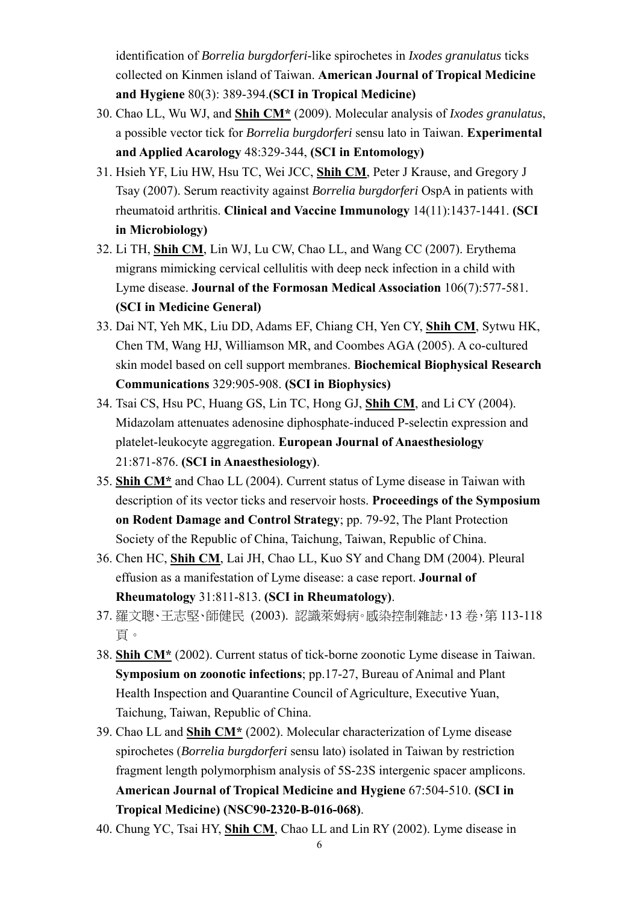identification of *Borrelia burgdorferi*-like spirochetes in *Ixodes granulatus* ticks collected on Kinmen island of Taiwan. **American Journal of Tropical Medicine and Hygiene** 80(3): 389-394.**(SCI in Tropical Medicine)**

30. Chao LL, Wu WJ, and **Shih CM*** (2009). Molecular analysis of *Ixodes granulatus*, a possible vector tick for *Borrelia burgdorferi* sensu lato in Taiwan. **Experimental and Applied Acarology** 48:329-344, **(SCI in Entomology)**
31. Hsieh YF, Liu HW, Hsu TC, Wei JCC, **Shih CM**, Peter J Krause, and Gregory J Tsay (2007). Serum reactivity against *Borrelia burgdorferi* OspA in patients with rheumatoid arthritis. **Clinical and Vaccine Immunology** 14(11):1437-1441. **(SCI in Microbiology)**
32. Li TH, **Shih CM**, Lin WJ, Lu CW, Chao LL, and Wang CC (2007). Erythema migrans mimicking cervical cellulitis with deep neck infection in a child with Lyme disease. **Journal of the Formosan Medical Association** 106(7):577-581. **(SCI in Medicine General)**
33. Dai NT, Yeh MK, Liu DD, Adams EF, Chiang CH, Yen CY, **Shih CM**, Sytwu HK, Chen TM, Wang HJ, Williamson MR, and Coombes AGA (2005). A co-cultured skin model based on cell support membranes. **Biochemical Biophysical Research Communications** 329:905-908. **(SCI in Biophysics)**
34. Tsai CS, Hsu PC, Huang GS, Lin TC, Hong GJ, **Shih CM**, and Li CY (2004). Midazolam attenuates adenosine diphosphate-induced P-selectin expression and platelet-leukocyte aggregation. **European Journal of Anaesthesiology** 21:871-876. **(SCI in Anaesthesiology)**.
35. **Shih CM*** and Chao LL (2004). Current status of Lyme disease in Taiwan with description of its vector ticks and reservoir hosts. **Proceedings of the Symposium on Rodent Damage and Control Strategy**; pp. 79-92, The Plant Protection Society of the Republic of China, Taichung, Taiwan, Republic of China.
36. Chen HC, **Shih CM**, Lai JH, Chao LL, Kuo SY and Chang DM (2004). Pleural effusion as a manifestation of Lyme disease: a case report. **Journal of Rheumatology** 31:811-813. **(SCI in Rheumatology)**.
37. 羅文聰、王志堅、師健民 (2003). 認識萊姆病。感染控制雜誌，13 卷，第 113-118 頁。
38. **Shih CM*** (2002). Current status of tick-borne zoonotic Lyme disease in Taiwan. **Symposium on zoonotic infections**; pp.17-27, Bureau of Animal and Plant Health Inspection and Quarantine Council of Agriculture, Executive Yuan, Taichung, Taiwan, Republic of China.
39. Chao LL and **Shih CM*** (2002). Molecular characterization of Lyme disease spirochetes (*Borrelia burgdorferi* sensu lato) isolated in Taiwan by restriction fragment length polymorphism analysis of 5S-23S intergenic spacer amplicons. **American Journal of Tropical Medicine and Hygiene** 67:504-510. **(SCI in Tropical Medicine) (NSC90-2320-B-016-068)**.
40. Chung YC, Tsai HY, **Shih CM**, Chao LL and Lin RY (2002). Lyme disease in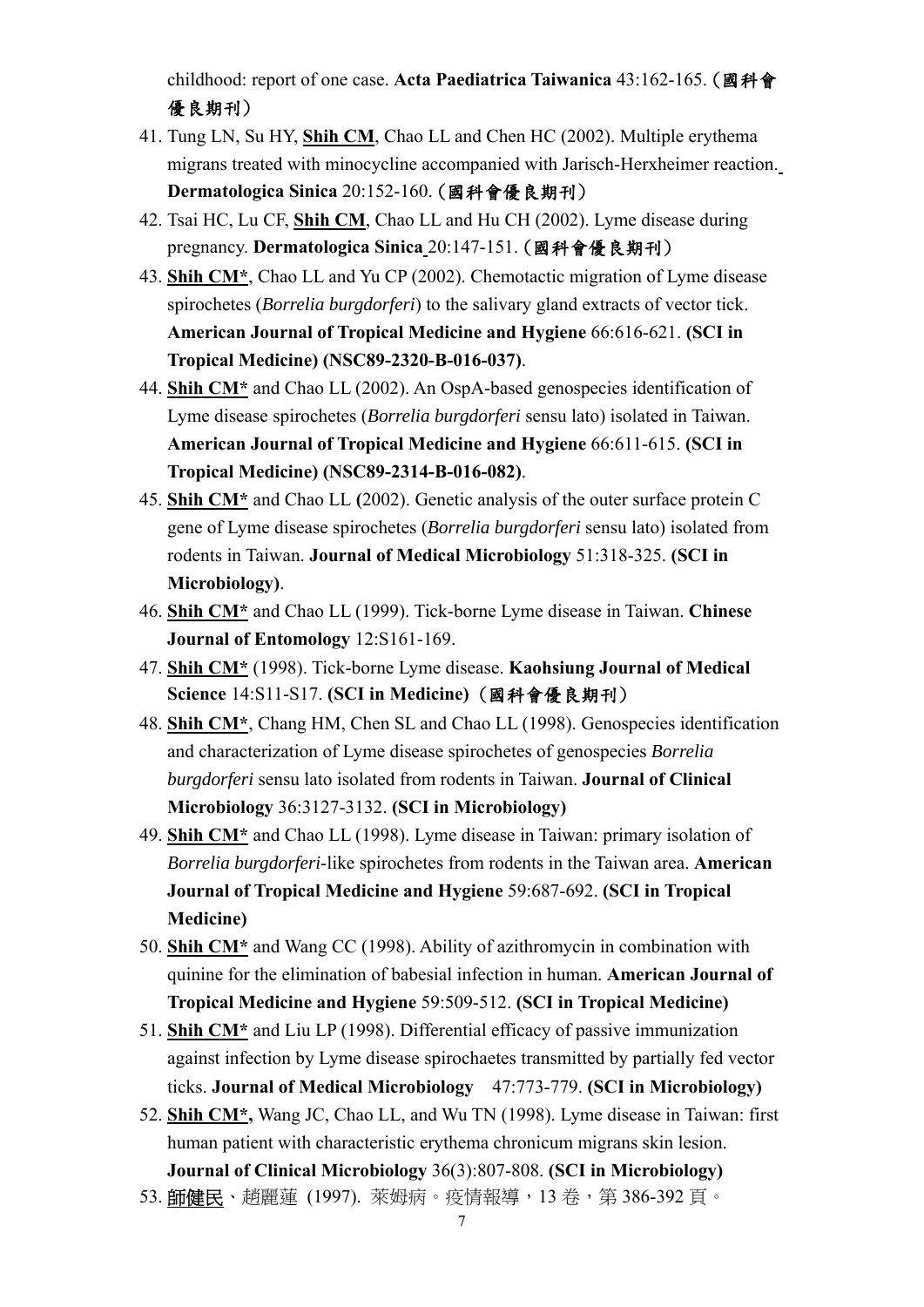childhood: report of one case. **Acta Paediatrica Taiwanica** 43:162-165.（**國科會優良期刊**）

41. Tung LN, Su HY, **Shih CM**, Chao LL and Chen HC (2002). Multiple erythema migrans treated with minocycline accompanied with Jarisch-Herxheimer reaction. **Dermatologica Sinica** 20:152-160.（**國科會優良期刊**）
42. Tsai HC, Lu CF, **Shih CM**, Chao LL and Hu CH (2002). Lyme disease during pregnancy. **Dermatologica Sinica** 20:147-151.（**國科會優良期刊**）
43. **Shih CM***, Chao LL and Yu CP (2002). Chemotactic migration of Lyme disease spirochetes (*Borrelia burgdorferi*) to the salivary gland extracts of vector tick. **American Journal of Tropical Medicine and Hygiene** 66:616-621. **(SCI in Tropical Medicine) (NSC89-2320-B-016-037)**.
44. **Shih CM*** and Chao LL (2002). An OspA-based genospecies identification of Lyme disease spirochetes (*Borrelia burgdorferi* sensu lato) isolated in Taiwan. **American Journal of Tropical Medicine and Hygiene** 66:611-615. **(SCI in Tropical Medicine) (NSC89-2314-B-016-082)**.
45. **Shih CM*** and Chao LL (2002). Genetic analysis of the outer surface protein C gene of Lyme disease spirochetes (*Borrelia burgdorferi* sensu lato) isolated from rodents in Taiwan. **Journal of Medical Microbiology** 51:318-325. **(SCI in Microbiology)**.
46. **Shih CM*** and Chao LL (1999). Tick-borne Lyme disease in Taiwan. **Chinese Journal of Entomology** 12:S161-169.
47. **Shih CM*** (1998). Tick-borne Lyme disease. **Kaohsiung Journal of Medical Science** 14:S11-S17. **(SCI in Medicine)**（**國科會優良期刊**）
48. **Shih CM***, Chang HM, Chen SL and Chao LL (1998). Genospecies identification and characterization of Lyme disease spirochetes of genospecies *Borrelia burgdorferi* sensu lato isolated from rodents in Taiwan. **Journal of Clinical Microbiology** 36:3127-3132. **(SCI in Microbiology)**
49. **Shih CM*** and Chao LL (1998). Lyme disease in Taiwan: primary isolation of *Borrelia burgdorferi*-like spirochetes from rodents in the Taiwan area. **American Journal of Tropical Medicine and Hygiene** 59:687-692. **(SCI in Tropical Medicine)**
50. **Shih CM*** and Wang CC (1998). Ability of azithromycin in combination with quinine for the elimination of babesial infection in human. **American Journal of Tropical Medicine and Hygiene** 59:509-512. **(SCI in Tropical Medicine)**
51. **Shih CM*** and Liu LP (1998). Differential efficacy of passive immunization against infection by Lyme disease spirochaetes transmitted by partially fed vector ticks. **Journal of Medical Microbiology** 47:773-779. **(SCI in Microbiology)**
52. **Shih CM*,** Wang JC, Chao LL, and Wu TN (1998). Lyme disease in Taiwan: first human patient with characteristic erythema chronicum migrans skin lesion. **Journal of Clinical Microbiology** 36(3):807-808. **(SCI in Microbiology)**
53. 師健民、趙麗蓮 (1997). 萊姆病。疫情報導，13 卷，第 386-392 頁。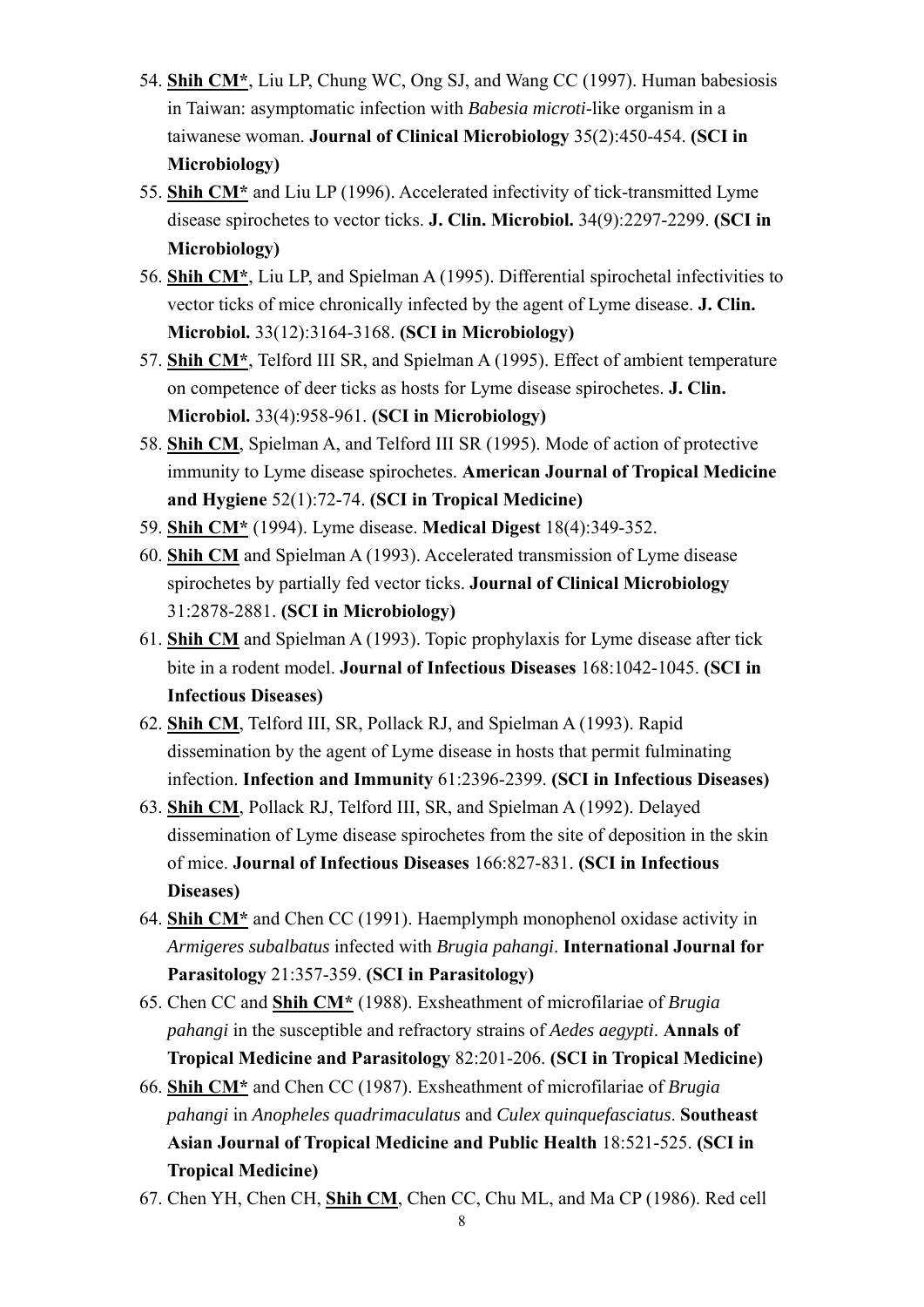54. **<u>Shih CM*</u>**, Liu LP, Chung WC, Ong SJ, and Wang CC (1997). Human babesiosis in Taiwan: asymptomatic infection with *Babesia microti*-like organism in a taiwanese woman. **Journal of Clinical Microbiology** 35(2):450-454. **(SCI in Microbiology)**
55. **<u>Shih CM*</u>** and Liu LP (1996). Accelerated infectivity of tick-transmitted Lyme disease spirochetes to vector ticks. **J. Clin. Microbiol.** 34(9):2297-2299. **(SCI in Microbiology)**
56. **<u>Shih CM*</u>**, Liu LP, and Spielman A (1995). Differential spirochetal infectivities to vector ticks of mice chronically infected by the agent of Lyme disease. **J. Clin. Microbiol.** 33(12):3164-3168. **(SCI in Microbiology)**
57. **<u>Shih CM*</u>**, Telford III SR, and Spielman A (1995). Effect of ambient temperature on competence of deer ticks as hosts for Lyme disease spirochetes. **J. Clin. Microbiol.** 33(4):958-961. **(SCI in Microbiology)**
58. **<u>Shih CM</u>**, Spielman A, and Telford III SR (1995). Mode of action of protective immunity to Lyme disease spirochetes. **American Journal of Tropical Medicine and Hygiene** 52(1):72-74. **(SCI in Tropical Medicine)**
59. **<u>Shih CM*</u>** (1994). Lyme disease. **Medical Digest** 18(4):349-352.
60. **<u>Shih CM</u>** and Spielman A (1993). Accelerated transmission of Lyme disease spirochetes by partially fed vector ticks. **Journal of Clinical Microbiology** 31:2878-2881. **(SCI in Microbiology)**
61. **<u>Shih CM</u>** and Spielman A (1993). Topic prophylaxis for Lyme disease after tick bite in a rodent model. **Journal of Infectious Diseases** 168:1042-1045. **(SCI in Infectious Diseases)**
62. **<u>Shih CM</u>**, Telford III, SR, Pollack RJ, and Spielman A (1993). Rapid dissemination by the agent of Lyme disease in hosts that permit fulminating infection. **Infection and Immunity** 61:2396-2399. **(SCI in Infectious Diseases)**
63. **<u>Shih CM</u>**, Pollack RJ, Telford III, SR, and Spielman A (1992). Delayed dissemination of Lyme disease spirochetes from the site of deposition in the skin of mice. **Journal of Infectious Diseases** 166:827-831. **(SCI in Infectious Diseases)**
64. **<u>Shih CM*</u>** and Chen CC (1991). Haemplymph monophenol oxidase activity in *Armigeres subalbatus* infected with *Brugia pahangi*. **International Journal for Parasitology** 21:357-359. **(SCI in Parasitology)**
65. Chen CC and **<u>Shih CM*</u>** (1988). Exsheathment of microfilariae of *Brugia pahangi* in the susceptible and refractory strains of *Aedes aegypti*. **Annals of Tropical Medicine and Parasitology** 82:201-206. **(SCI in Tropical Medicine)**
66. **<u>Shih CM*</u>** and Chen CC (1987). Exsheathment of microfilariae of *Brugia pahangi* in *Anopheles quadrimaculatus* and *Culex quinquefasciatus*. **Southeast Asian Journal of Tropical Medicine and Public Health** 18:521-525. **(SCI in Tropical Medicine)**
67. Chen YH, Chen CH, **<u>Shih CM</u>**, Chen CC, Chu ML, and Ma CP (1986). Red cell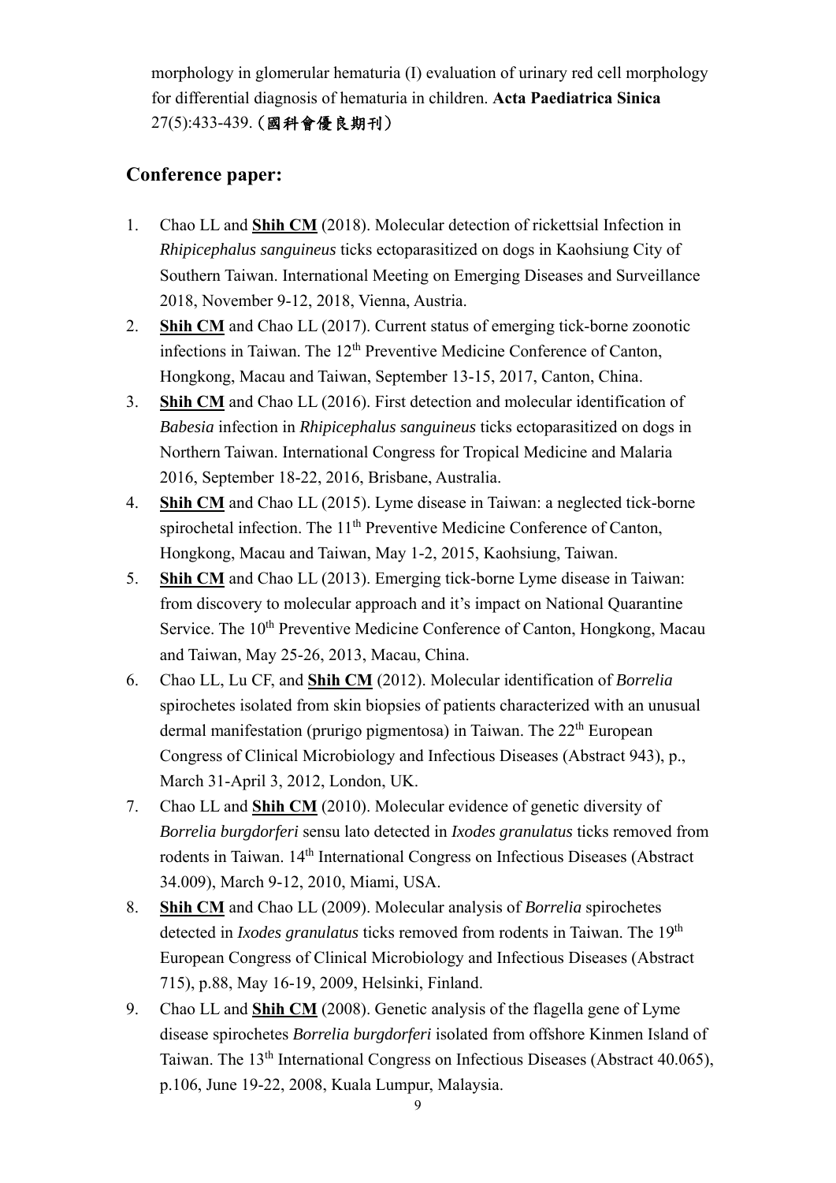morphology in glomerular hematuria (I) evaluation of urinary red cell morphology for differential diagnosis of hematuria in children. **Acta Paediatrica Sinica** 27(5):433-439. (**國科會優良期刊**)

## Conference paper:

1. Chao LL and **Shih CM** (2018). Molecular detection of rickettsial Infection in *Rhipicephalus sanguineus* ticks ectoparasitized on dogs in Kaohsiung City of Southern Taiwan. International Meeting on Emerging Diseases and Surveillance 2018, November 9-12, 2018, Vienna, Austria.
2. **Shih CM** and Chao LL (2017). Current status of emerging tick-borne zoonotic infections in Taiwan. The 12th Preventive Medicine Conference of Canton, Hongkong, Macau and Taiwan, September 13-15, 2017, Canton, China.
3. **Shih CM** and Chao LL (2016). First detection and molecular identification of *Babesia* infection in *Rhipicephalus sanguineus* ticks ectoparasitized on dogs in Northern Taiwan. International Congress for Tropical Medicine and Malaria 2016, September 18-22, 2016, Brisbane, Australia.
4. **Shih CM** and Chao LL (2015). Lyme disease in Taiwan: a neglected tick-borne spirochetal infection. The 11th Preventive Medicine Conference of Canton, Hongkong, Macau and Taiwan, May 1-2, 2015, Kaohsiung, Taiwan.
5. **Shih CM** and Chao LL (2013). Emerging tick-borne Lyme disease in Taiwan: from discovery to molecular approach and it's impact on National Quarantine Service. The 10th Preventive Medicine Conference of Canton, Hongkong, Macau and Taiwan, May 25-26, 2013, Macau, China.
6. Chao LL, Lu CF, and **Shih CM** (2012). Molecular identification of *Borrelia* spirochetes isolated from skin biopsies of patients characterized with an unusual dermal manifestation (prurigo pigmentosa) in Taiwan. The 22th European Congress of Clinical Microbiology and Infectious Diseases (Abstract 943), p., March 31-April 3, 2012, London, UK.
7. Chao LL and **Shih CM** (2010). Molecular evidence of genetic diversity of *Borrelia burgdorferi* sensu lato detected in *Ixodes granulatus* ticks removed from rodents in Taiwan. 14th International Congress on Infectious Diseases (Abstract 34.009), March 9-12, 2010, Miami, USA.
8. **Shih CM** and Chao LL (2009). Molecular analysis of *Borrelia* spirochetes detected in *Ixodes granulatus* ticks removed from rodents in Taiwan. The 19th European Congress of Clinical Microbiology and Infectious Diseases (Abstract 715), p.88, May 16-19, 2009, Helsinki, Finland.
9. Chao LL and **Shih CM** (2008). Genetic analysis of the flagella gene of Lyme disease spirochetes *Borrelia burgdorferi* isolated from offshore Kinmen Island of Taiwan. The 13th International Congress on Infectious Diseases (Abstract 40.065), p.106, June 19-22, 2008, Kuala Lumpur, Malaysia.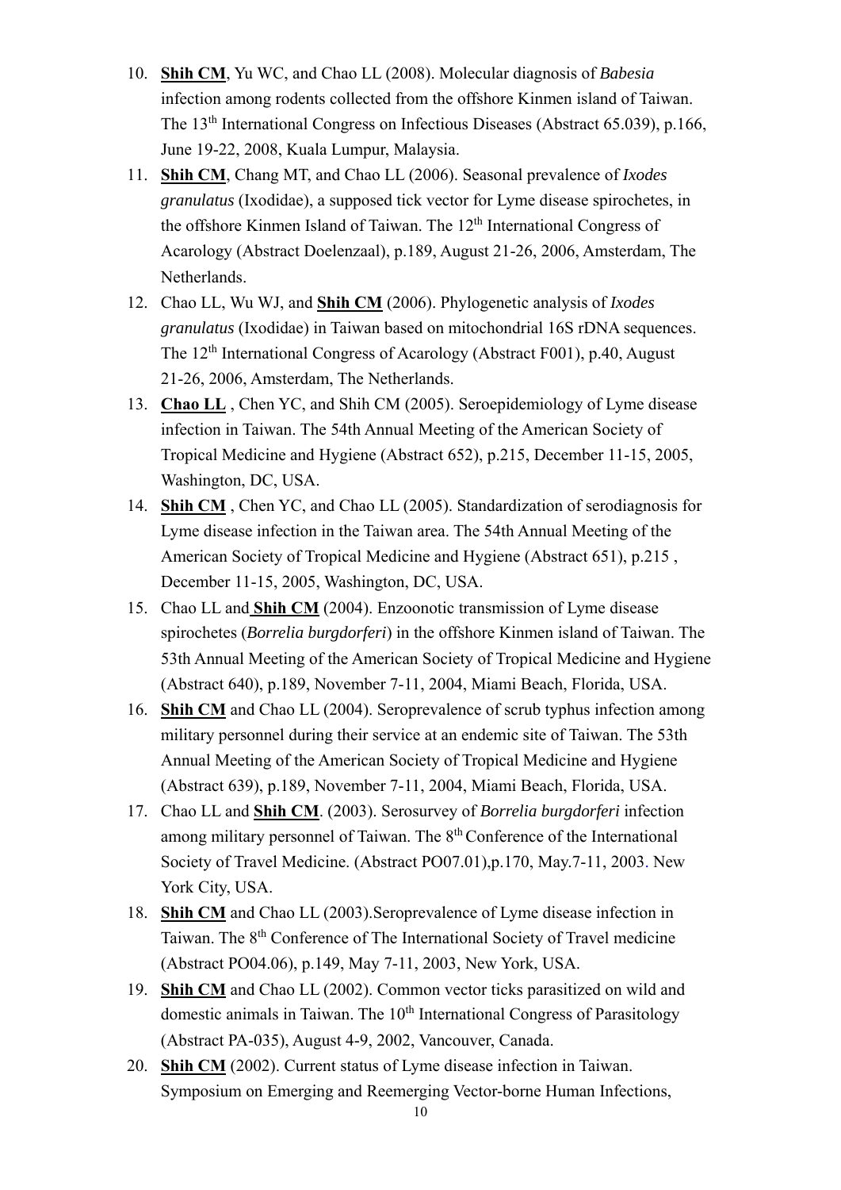10. **Shih CM**, Yu WC, and Chao LL (2008). Molecular diagnosis of *Babesia* infection among rodents collected from the offshore Kinmen island of Taiwan. The 13th International Congress on Infectious Diseases (Abstract 65.039), p.166, June 19-22, 2008, Kuala Lumpur, Malaysia.
11. **Shih CM**, Chang MT, and Chao LL (2006). Seasonal prevalence of *Ixodes granulatus* (Ixodidae), a supposed tick vector for Lyme disease spirochetes, in the offshore Kinmen Island of Taiwan. The 12th International Congress of Acarology (Abstract Doelenzaal), p.189, August 21-26, 2006, Amsterdam, The Netherlands.
12. Chao LL, Wu WJ, and **Shih CM** (2006). Phylogenetic analysis of *Ixodes granulatus* (Ixodidae) in Taiwan based on mitochondrial 16S rDNA sequences. The 12th International Congress of Acarology (Abstract F001), p.40, August 21-26, 2006, Amsterdam, The Netherlands.
13. **Chao LL** , Chen YC, and Shih CM (2005). Seroepidemiology of Lyme disease infection in Taiwan. The 54th Annual Meeting of the American Society of Tropical Medicine and Hygiene (Abstract 652), p.215, December 11-15, 2005, Washington, DC, USA.
14. **Shih CM** , Chen YC, and Chao LL (2005). Standardization of serodiagnosis for Lyme disease infection in the Taiwan area. The 54th Annual Meeting of the American Society of Tropical Medicine and Hygiene (Abstract 651), p.215 , December 11-15, 2005, Washington, DC, USA.
15. Chao LL and **Shih CM** (2004). Enzoonotic transmission of Lyme disease spirochetes (*Borrelia burgdorferi*) in the offshore Kinmen island of Taiwan. The 53th Annual Meeting of the American Society of Tropical Medicine and Hygiene (Abstract 640), p.189, November 7-11, 2004, Miami Beach, Florida, USA.
16. **Shih CM** and Chao LL (2004). Seroprevalence of scrub typhus infection among military personnel during their service at an endemic site of Taiwan. The 53th Annual Meeting of the American Society of Tropical Medicine and Hygiene (Abstract 639), p.189, November 7-11, 2004, Miami Beach, Florida, USA.
17. Chao LL and **Shih CM**. (2003). Serosurvey of *Borrelia burgdorferi* infection among military personnel of Taiwan. The 8th Conference of the International Society of Travel Medicine. (Abstract PO07.01),p.170, May.7-11, 2003. New York City, USA.
18. **Shih CM** and Chao LL (2003).Seroprevalence of Lyme disease infection in Taiwan. The 8th Conference of The International Society of Travel medicine (Abstract PO04.06), p.149, May 7-11, 2003, New York, USA.
19. **Shih CM** and Chao LL (2002). Common vector ticks parasitized on wild and domestic animals in Taiwan. The 10th International Congress of Parasitology (Abstract PA-035), August 4-9, 2002, Vancouver, Canada.
20. **Shih CM** (2002). Current status of Lyme disease infection in Taiwan. Symposium on Emerging and Reemerging Vector-borne Human Infections,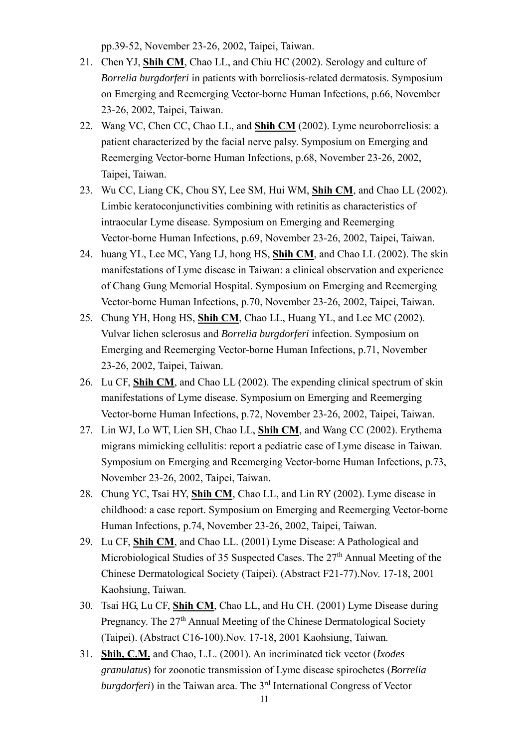pp.39-52, November 23-26, 2002, Taipei, Taiwan.

21. Chen YJ, **Shih CM**, Chao LL, and Chiu HC (2002). Serology and culture of *Borrelia burgdorferi* in patients with borreliosis-related dermatosis. Symposium on Emerging and Reemerging Vector-borne Human Infections, p.66, November 23-26, 2002, Taipei, Taiwan.
22. Wang VC, Chen CC, Chao LL, and **Shih CM** (2002). Lyme neuroborreliosis: a patient characterized by the facial nerve palsy. Symposium on Emerging and Reemerging Vector-borne Human Infections, p.68, November 23-26, 2002, Taipei, Taiwan.
23. Wu CC, Liang CK, Chou SY, Lee SM, Hui WM, **Shih CM**, and Chao LL (2002). Limbic keratoconjunctivities combining with retinitis as characteristics of intraocular Lyme disease. Symposium on Emerging and Reemerging Vector-borne Human Infections, p.69, November 23-26, 2002, Taipei, Taiwan.
24. huang YL, Lee MC, Yang LJ, hong HS, **Shih CM**, and Chao LL (2002). The skin manifestations of Lyme disease in Taiwan: a clinical observation and experience of Chang Gung Memorial Hospital. Symposium on Emerging and Reemerging Vector-borne Human Infections, p.70, November 23-26, 2002, Taipei, Taiwan.
25. Chung YH, Hong HS, **Shih CM**, Chao LL, Huang YL, and Lee MC (2002). Vulvar lichen sclerosus and *Borrelia burgdorferi* infection. Symposium on Emerging and Reemerging Vector-borne Human Infections, p.71, November 23-26, 2002, Taipei, Taiwan.
26. Lu CF, **Shih CM**, and Chao LL (2002). The expending clinical spectrum of skin manifestations of Lyme disease. Symposium on Emerging and Reemerging Vector-borne Human Infections, p.72, November 23-26, 2002, Taipei, Taiwan.
27. Lin WJ, Lo WT, Lien SH, Chao LL, **Shih CM**, and Wang CC (2002). Erythema migrans mimicking cellulitis: report a pediatric case of Lyme disease in Taiwan. Symposium on Emerging and Reemerging Vector-borne Human Infections, p.73, November 23-26, 2002, Taipei, Taiwan.
28. Chung YC, Tsai HY, **Shih CM**, Chao LL, and Lin RY (2002). Lyme disease in childhood: a case report. Symposium on Emerging and Reemerging Vector-borne Human Infections, p.74, November 23-26, 2002, Taipei, Taiwan.
29. Lu CF, **Shih CM**, and Chao LL. (2001) Lyme Disease: A Pathological and Microbiological Studies of 35 Suspected Cases. The 27th Annual Meeting of the Chinese Dermatological Society (Taipei). (Abstract F21-77).Nov. 17-18, 2001 Kaohsiung, Taiwan.
30. Tsai HG, Lu CF, **Shih CM**, Chao LL, and Hu CH. (2001) Lyme Disease during Pregnancy. The 27th Annual Meeting of the Chinese Dermatological Society (Taipei). (Abstract C16-100).Nov. 17-18, 2001 Kaohsiung, Taiwan.
31. **Shih, C.M.** and Chao, L.L. (2001). An incriminated tick vector (*Ixodes granulatus*) for zoonotic transmission of Lyme disease spirochetes (*Borrelia burgdorferi*) in the Taiwan area. The 3rd International Congress of Vector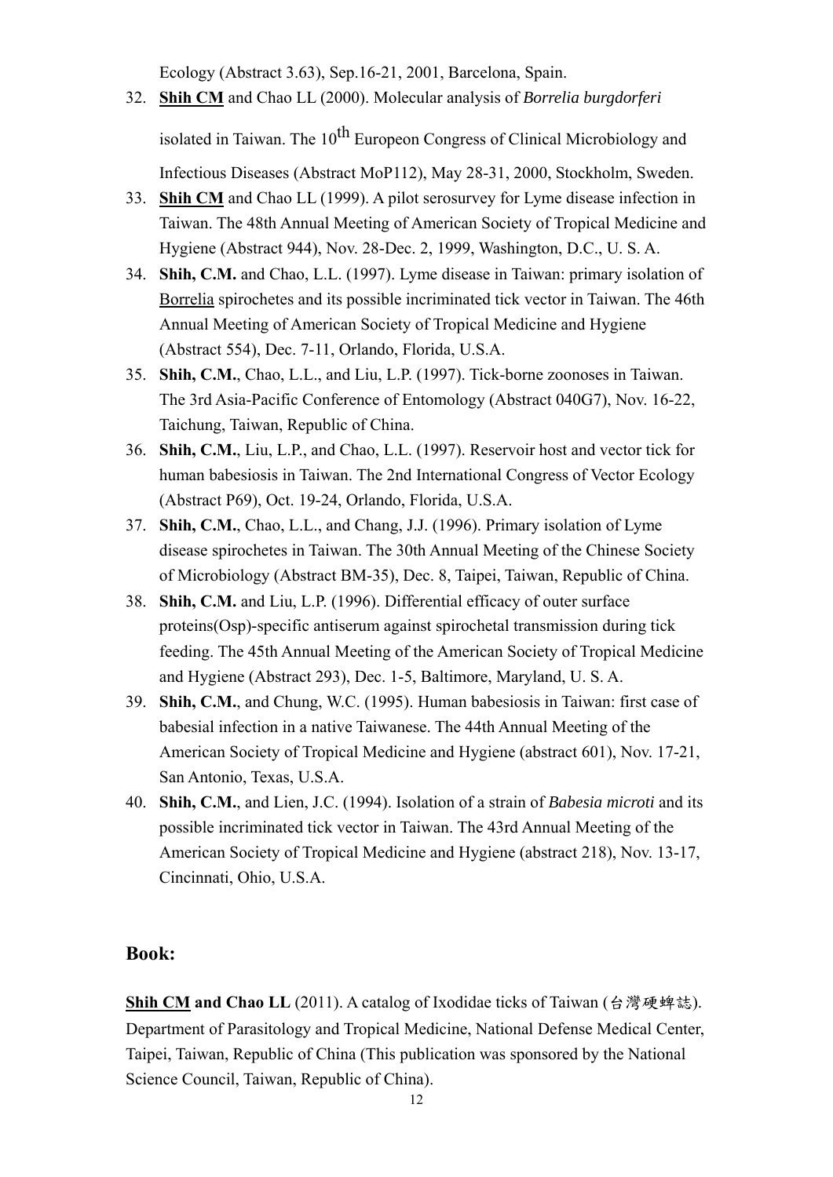Ecology (Abstract 3.63), Sep.16-21, 2001, Barcelona, Spain.

32. **Shih CM** and Chao LL (2000). Molecular analysis of *Borrelia burgdorferi* isolated in Taiwan. The 10th Europeon Congress of Clinical Microbiology and Infectious Diseases (Abstract MoP112), May 28-31, 2000, Stockholm, Sweden.
33. **Shih CM** and Chao LL (1999). A pilot serosurvey for Lyme disease infection in Taiwan. The 48th Annual Meeting of American Society of Tropical Medicine and Hygiene (Abstract 944), Nov. 28-Dec. 2, 1999, Washington, D.C., U. S. A.
34. **Shih, C.M.** and Chao, L.L. (1997). Lyme disease in Taiwan: primary isolation of Borrelia spirochetes and its possible incriminated tick vector in Taiwan. The 46th Annual Meeting of American Society of Tropical Medicine and Hygiene (Abstract 554), Dec. 7-11, Orlando, Florida, U.S.A.
35. **Shih, C.M.**, Chao, L.L., and Liu, L.P. (1997). Tick-borne zoonoses in Taiwan. The 3rd Asia-Pacific Conference of Entomology (Abstract 040G7), Nov. 16-22, Taichung, Taiwan, Republic of China.
36. **Shih, C.M.**, Liu, L.P., and Chao, L.L. (1997). Reservoir host and vector tick for human babesiosis in Taiwan. The 2nd International Congress of Vector Ecology (Abstract P69), Oct. 19-24, Orlando, Florida, U.S.A.
37. **Shih, C.M.**, Chao, L.L., and Chang, J.J. (1996). Primary isolation of Lyme disease spirochetes in Taiwan. The 30th Annual Meeting of the Chinese Society of Microbiology (Abstract BM-35), Dec. 8, Taipei, Taiwan, Republic of China.
38. **Shih, C.M.** and Liu, L.P. (1996). Differential efficacy of outer surface proteins(Osp)-specific antiserum against spirochetal transmission during tick feeding. The 45th Annual Meeting of the American Society of Tropical Medicine and Hygiene (Abstract 293), Dec. 1-5, Baltimore, Maryland, U. S. A.
39. **Shih, C.M.**, and Chung, W.C. (1995). Human babesiosis in Taiwan: first case of babesial infection in a native Taiwanese. The 44th Annual Meeting of the American Society of Tropical Medicine and Hygiene (abstract 601), Nov. 17-21, San Antonio, Texas, U.S.A.
40. **Shih, C.M.**, and Lien, J.C. (1994). Isolation of a strain of *Babesia microti* and its possible incriminated tick vector in Taiwan. The 43rd Annual Meeting of the American Society of Tropical Medicine and Hygiene (abstract 218), Nov. 13-17, Cincinnati, Ohio, U.S.A.

## Book:

**Shih CM and Chao LL** (2011). A catalog of Ixodidae ticks of Taiwan (台灣硬蜱誌). Department of Parasitology and Tropical Medicine, National Defense Medical Center, Taipei, Taiwan, Republic of China (This publication was sponsored by the National Science Council, Taiwan, Republic of China).